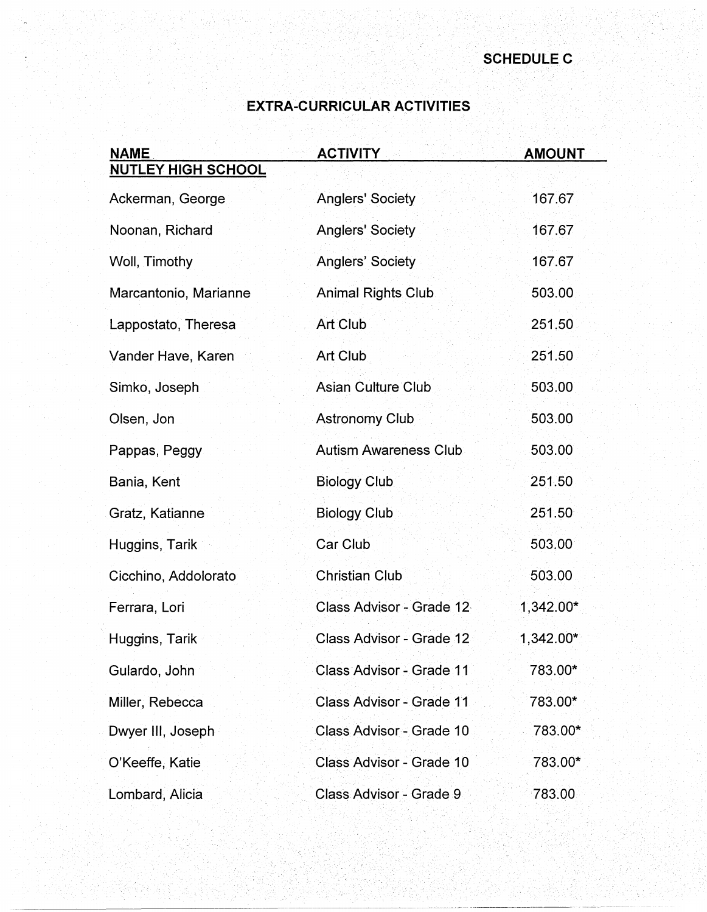**SCHEDULE C**

## EXTRA-CURRICULAR ACTIVITIES

| NAME | ACTIVITY | AMOUNT |
|---|---|---|
| **NUTLEY HIGH SCHOOL** | | |
| Ackerman, George | Anglers' Society | 167.67 |
| Noonan, Richard | Anglers' Society | 167.67 |
| Woll, Timothy | Anglers' Society | 167.67 |
| Marcantonio, Marianne | Animal Rights Club | 503.00 |
| Lappostato, Theresa | Art Club | 251.50 |
| Vander Have, Karen | Art Club | 251.50 |
| Simko, Joseph | Asian Culture Club | 503.00 |
| Olsen, Jon | Astronomy Club | 503.00 |
| Pappas, Peggy | Autism Awareness Club | 503.00 |
| Bania, Kent | Biology Club | 251.50 |
| Gratz, Katianne | Biology Club | 251.50 |
| Huggins, Tarik | Car Club | 503.00 |
| Cicchino, Addolorato | Christian Club | 503.00 |
| Ferrara, Lori | Class Advisor - Grade 12 | 1,342.00* |
| Huggins, Tarik | Class Advisor - Grade 12 | 1,342.00* |
| Gulardo, John | Class Advisor - Grade 11 | 783.00* |
| Miller, Rebecca | Class Advisor - Grade 11 | 783.00* |
| Dwyer III, Joseph | Class Advisor - Grade 10 | 783.00* |
| O'Keeffe, Katie | Class Advisor - Grade 10 | 783.00* |
| Lombard, Alicia | Class Advisor - Grade 9 | 783.00 |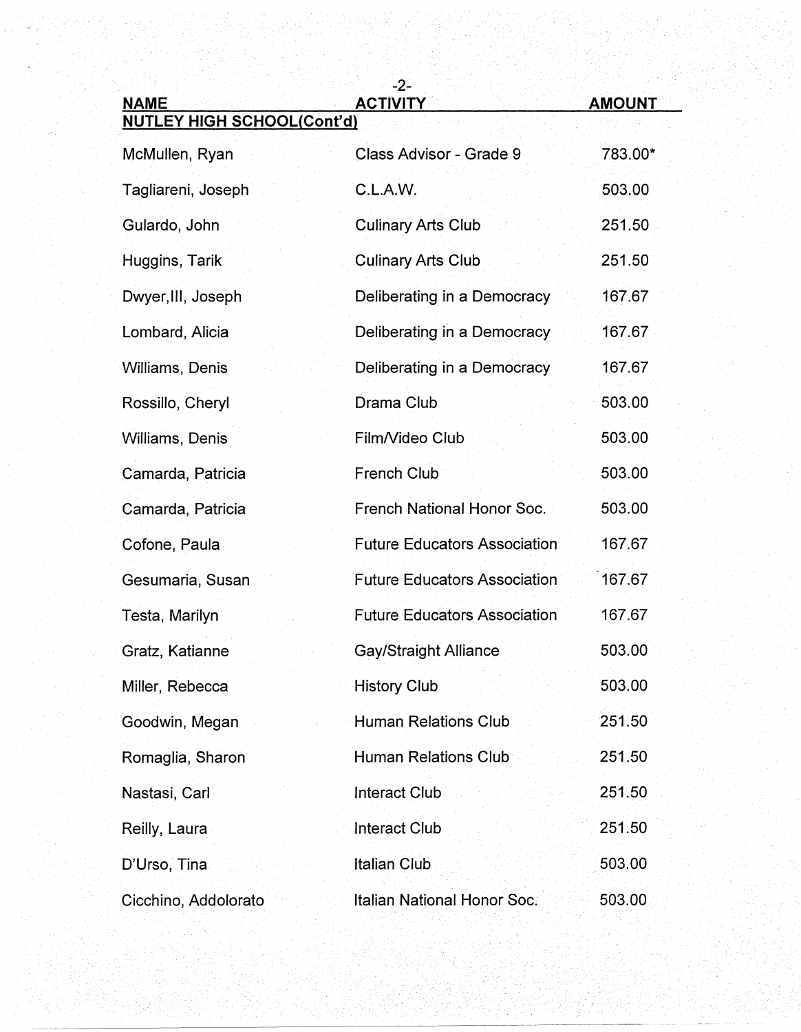| NAME | ACTIVITY | AMOUNT |
|---|---|---|
| **NUTLEY HIGH SCHOOL(Cont'd)** | | |
| McMullen, Ryan | Class Advisor - Grade 9 | 783.00* |
| Tagliareni, Joseph | C.L.A.W. | 503.00 |
| Gulardo, John | Culinary Arts Club | 251.50 |
| Huggins, Tarik | Culinary Arts Club | 251.50 |
| Dwyer,III, Joseph | Deliberating in a Democracy | 167.67 |
| Lombard, Alicia | Deliberating in a Democracy | 167.67 |
| Williams, Denis | Deliberating in a Democracy | 167.67 |
| Rossillo, Cheryl | Drama Club | 503.00 |
| Williams, Denis | Film/Video Club | 503.00 |
| Camarda, Patricia | French Club | 503.00 |
| Camarda, Patricia | French National Honor Soc. | 503.00 |
| Cofone, Paula | Future Educators Association | 167.67 |
| Gesumaria, Susan | Future Educators Association | 167.67 |
| Testa, Marilyn | Future Educators Association | 167.67 |
| Gratz, Katianne | Gay/Straight Alliance | 503.00 |
| Miller, Rebecca | History Club | 503.00 |
| Goodwin, Megan | Human Relations Club | 251.50 |
| Romaglia, Sharon | Human Relations Club | 251.50 |
| Nastasi, Carl | Interact Club | 251.50 |
| Reilly, Laura | Interact Club | 251.50 |
| D'Urso, Tina | Italian Club | 503.00 |
| Cicchino, Addolorato | Italian National Honor Soc. | 503.00 |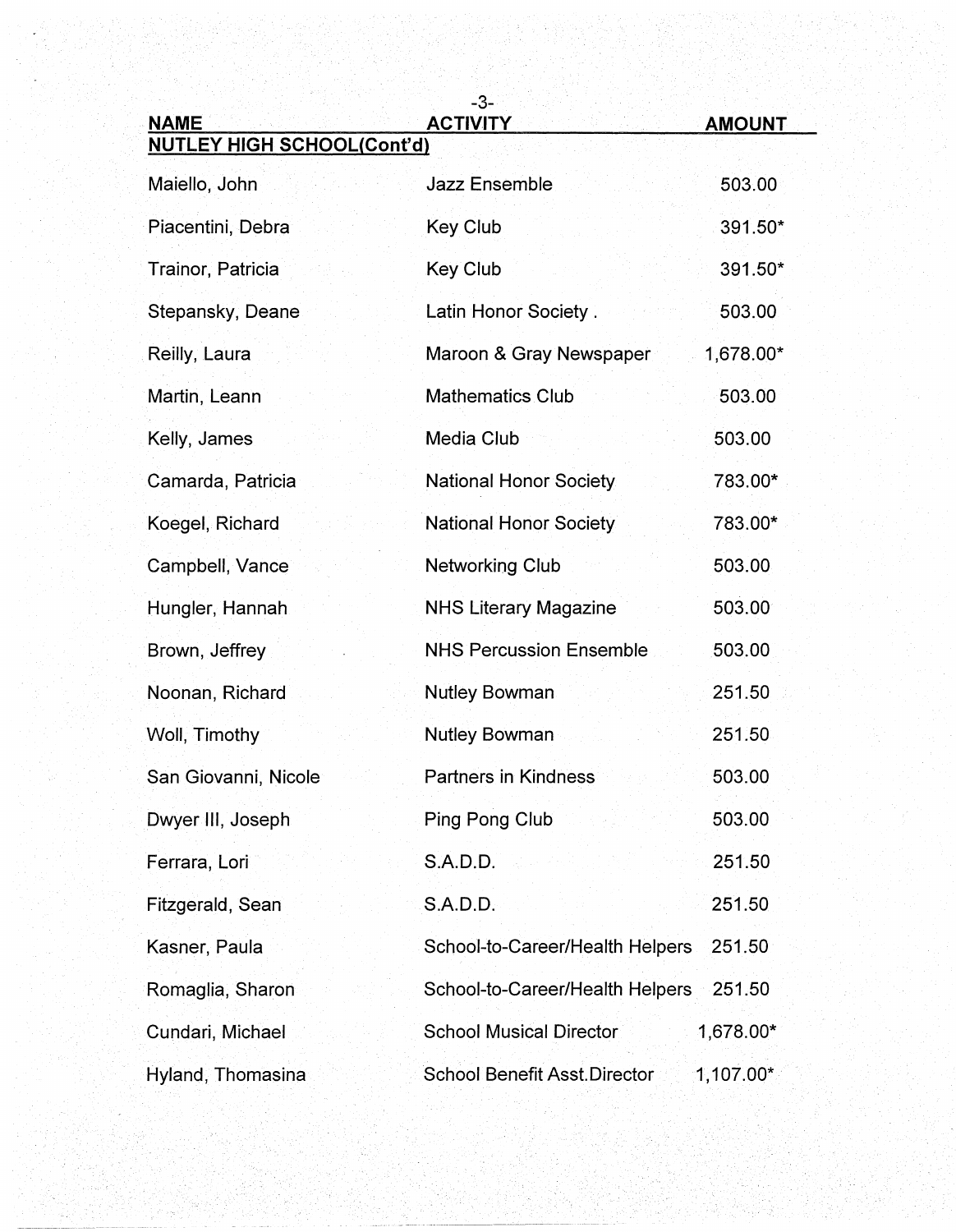| NAME | ACTIVITY | AMOUNT |
| --- | --- | --- |
| **NUTLEY HIGH SCHOOL(Cont'd)** | | |
| Maiello, John | Jazz Ensemble | 503.00 |
| Piacentini, Debra | Key Club | 391.50* |
| Trainor, Patricia | Key Club | 391.50* |
| Stepansky, Deane | Latin Honor Society . | 503.00 |
| Reilly, Laura | Maroon & Gray Newspaper | 1,678.00* |
| Martin, Leann | Mathematics Club | 503.00 |
| Kelly, James | Media Club | 503.00 |
| Camarda, Patricia | National Honor Society | 783.00* |
| Koegel, Richard | National Honor Society | 783.00* |
| Campbell, Vance | Networking Club | 503.00 |
| Hungler, Hannah | NHS Literary Magazine | 503.00 |
| Brown, Jeffrey | NHS Percussion Ensemble | 503.00 |
| Noonan, Richard | Nutley Bowman | 251.50 |
| Woll, Timothy | Nutley Bowman | 251.50 |
| San Giovanni, Nicole | Partners in Kindness | 503.00 |
| Dwyer III, Joseph | Ping Pong Club | 503.00 |
| Ferrara, Lori | S.A.D.D. | 251.50 |
| Fitzgerald, Sean | S.A.D.D. | 251.50 |
| Kasner, Paula | School-to-Career/Health Helpers | 251.50 |
| Romaglia, Sharon | School-to-Career/Health Helpers | 251.50 |
| Cundari, Michael | School Musical Director | 1,678.00* |
| Hyland, Thomasina | School Benefit Asst.Director | 1,107.00* |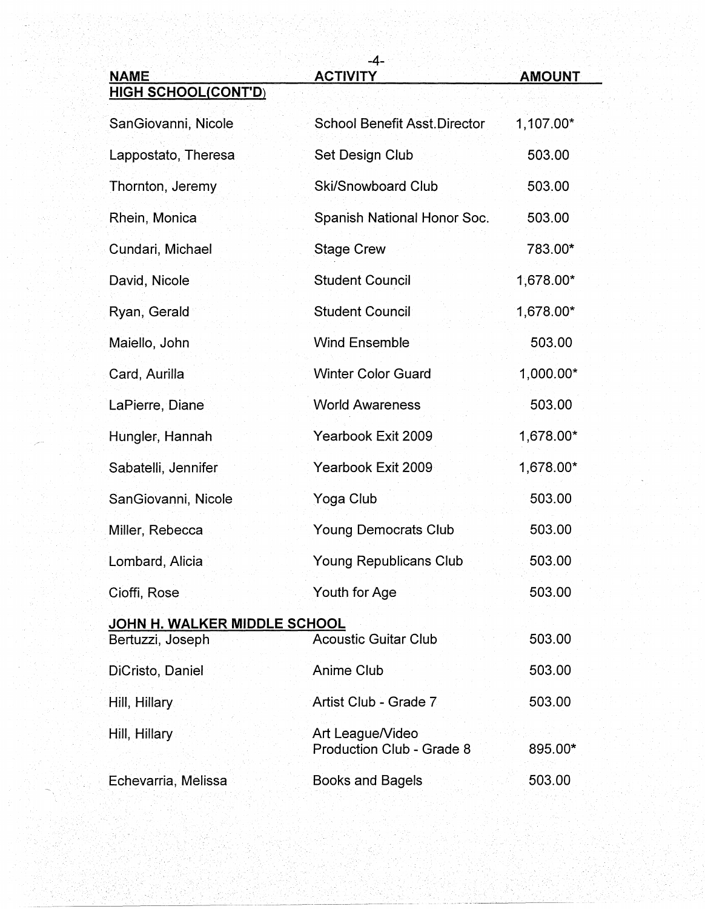| NAME | ACTIVITY | AMOUNT |
|---|---|---|
| **HIGH SCHOOL(CONT'D)** | | |
| SanGiovanni, Nicole | School Benefit Asst.Director | 1,107.00* |
| Lappostato, Theresa | Set Design Club | 503.00 |
| Thornton, Jeremy | Ski/Snowboard Club | 503.00 |
| Rhein, Monica | Spanish National Honor Soc. | 503.00 |
| Cundari, Michael | Stage Crew | 783.00* |
| David, Nicole | Student Council | 1,678.00* |
| Ryan, Gerald | Student Council | 1,678.00* |
| Maiello, John | Wind Ensemble | 503.00 |
| Card, Aurilla | Winter Color Guard | 1,000.00* |
| LaPierre, Diane | World Awareness | 503.00 |
| Hungler, Hannah | Yearbook Exit 2009 | 1,678.00* |
| Sabatelli, Jennifer | Yearbook Exit 2009 | 1,678.00* |
| SanGiovanni, Nicole | Yoga Club | 503.00 |
| Miller, Rebecca | Young Democrats Club | 503.00 |
| Lombard, Alicia | Young Republicans Club | 503.00 |
| Cioffi, Rose | Youth for Age | 503.00 |
| **JOHN H. WALKER MIDDLE SCHOOL** | | |
| Bertuzzi, Joseph | Acoustic Guitar Club | 503.00 |
| DiCristo, Daniel | Anime Club | 503.00 |
| Hill, Hillary | Artist Club - Grade 7 | 503.00 |
| Hill, Hillary | Art League/Video Production Club - Grade 8 | 895.00* |
| Echevarria, Melissa | Books and Bagels | 503.00 |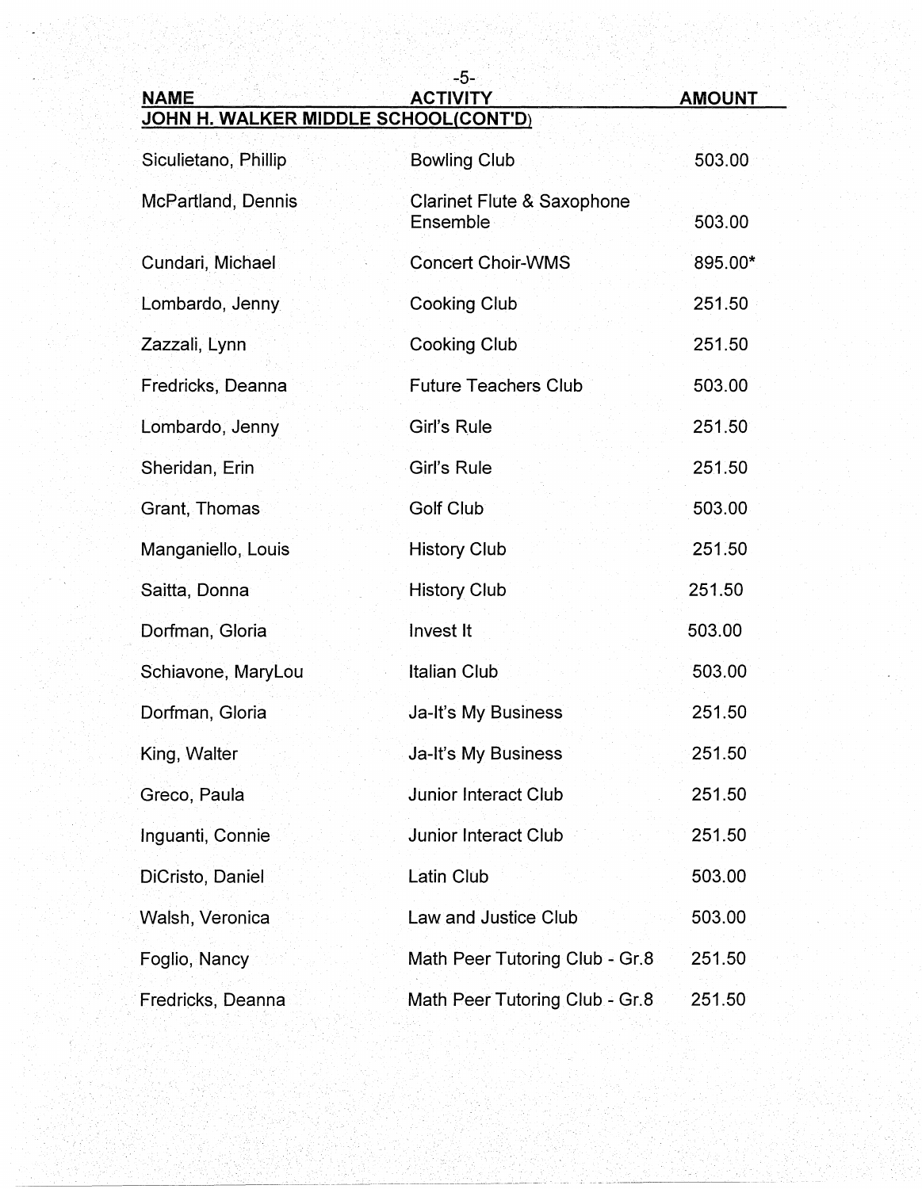| NAME | ACTIVITY | AMOUNT |
|---|---|---|
| **JOHN H. WALKER MIDDLE SCHOOL(CONT'D)** | | |
| Siculietano, Phillip | Bowling Club | 503.00 |
| McPartland, Dennis | Clarinet Flute & Saxophone Ensemble | 503.00 |
| Cundari, Michael | Concert Choir-WMS | 895.00* |
| Lombardo, Jenny | Cooking Club | 251.50 |
| Zazzali, Lynn | Cooking Club | 251.50 |
| Fredricks, Deanna | Future Teachers Club | 503.00 |
| Lombardo, Jenny | Girl's Rule | 251.50 |
| Sheridan, Erin | Girl's Rule | 251.50 |
| Grant, Thomas | Golf Club | 503.00 |
| Manganiello, Louis | History Club | 251.50 |
| Saitta, Donna | History Club | 251.50 |
| Dorfman, Gloria | Invest It | 503.00 |
| Schiavone, MaryLou | Italian Club | 503.00 |
| Dorfman, Gloria | Ja-It's My Business | 251.50 |
| King, Walter | Ja-It's My Business | 251.50 |
| Greco, Paula | Junior Interact Club | 251.50 |
| Inguanti, Connie | Junior Interact Club | 251.50 |
| DiCristo, Daniel | Latin Club | 503.00 |
| Walsh, Veronica | Law and Justice Club | 503.00 |
| Foglio, Nancy | Math Peer Tutoring Club - Gr.8 | 251.50 |
| Fredricks, Deanna | Math Peer Tutoring Club - Gr.8 | 251.50 |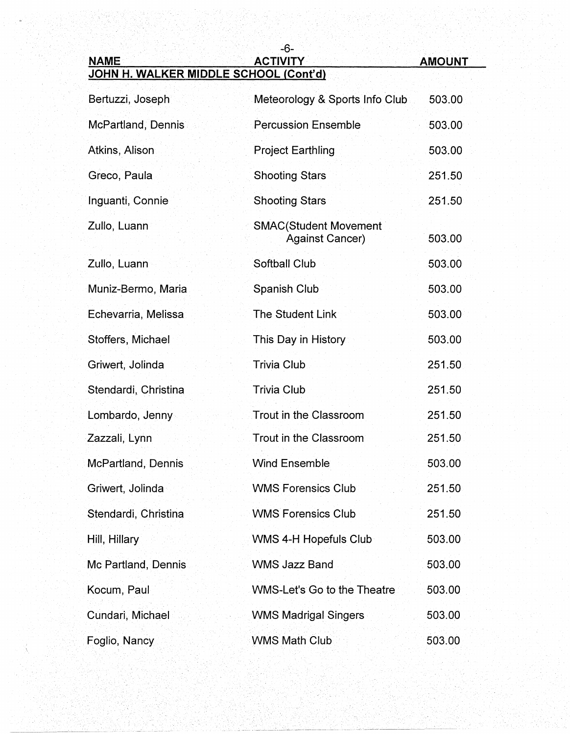| NAME | ACTIVITY | AMOUNT |
|---|---|---|
| **JOHN H. WALKER MIDDLE SCHOOL (Cont'd)** | | |
| Bertuzzi, Joseph | Meteorology & Sports Info Club | 503.00 |
| McPartland, Dennis | Percussion Ensemble | 503.00 |
| Atkins, Alison | Project Earthling | 503.00 |
| Greco, Paula | Shooting Stars | 251.50 |
| Inguanti, Connie | Shooting Stars | 251.50 |
| Zullo, Luann | SMAC(Student Movement Against Cancer) | 503.00 |
| Zullo, Luann | Softball Club | 503.00 |
| Muniz-Bermo, Maria | Spanish Club | 503.00 |
| Echevarria, Melissa | The Student Link | 503.00 |
| Stoffers, Michael | This Day in History | 503.00 |
| Griwert, Jolinda | Trivia Club | 251.50 |
| Stendardi, Christina | Trivia Club | 251.50 |
| Lombardo, Jenny | Trout in the Classroom | 251.50 |
| Zazzali, Lynn | Trout in the Classroom | 251.50 |
| McPartland, Dennis | Wind Ensemble | 503.00 |
| Griwert, Jolinda | WMS Forensics Club | 251.50 |
| Stendardi, Christina | WMS Forensics Club | 251.50 |
| Hill, Hillary | WMS 4-H Hopefuls Club | 503.00 |
| Mc Partland, Dennis | WMS Jazz Band | 503.00 |
| Kocum, Paul | WMS-Let's Go to the Theatre | 503.00 |
| Cundari, Michael | WMS Madrigal Singers | 503.00 |
| Foglio, Nancy | WMS Math Club | 503.00 |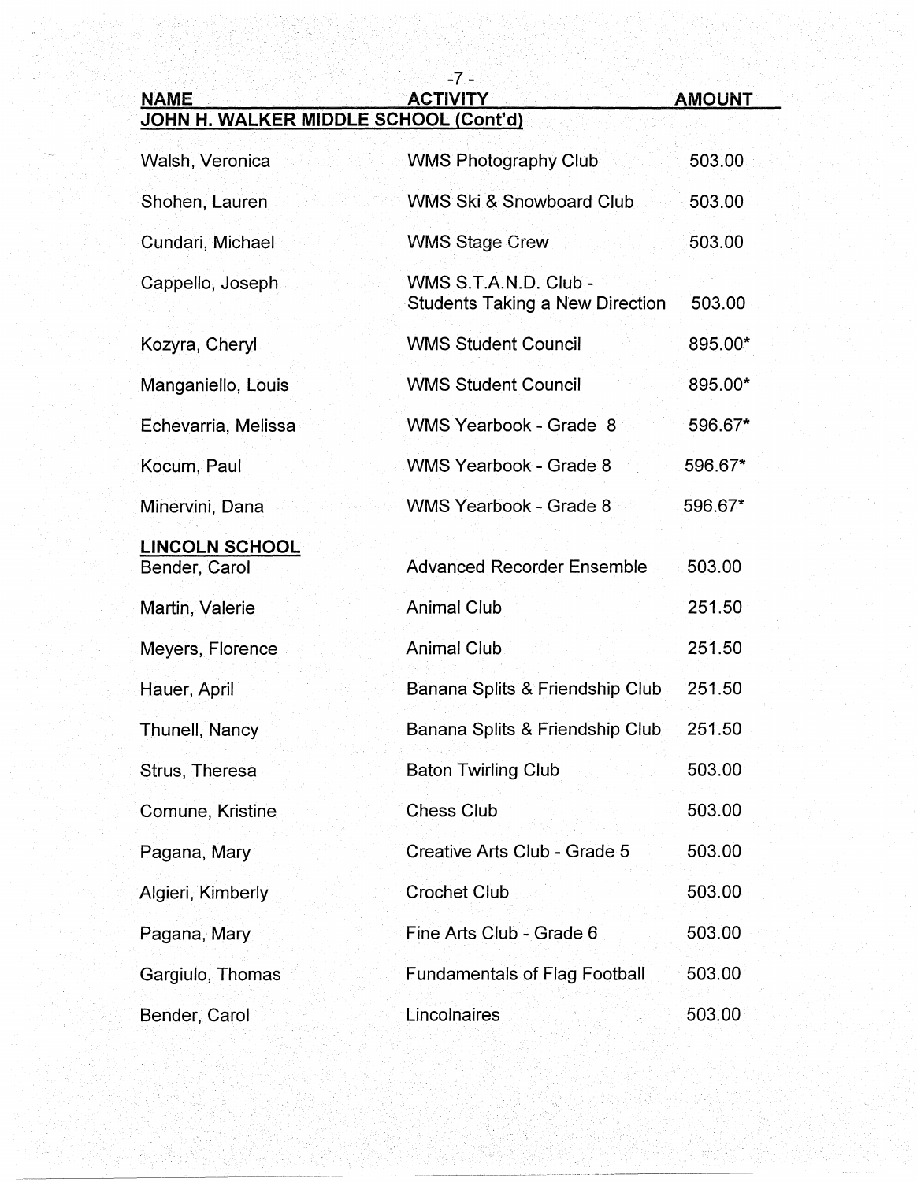| NAME | ACTIVITY | AMOUNT |
|---|---|---|
| **JOHN H. WALKER MIDDLE SCHOOL (Cont'd)** | | |
| Walsh, Veronica | WMS Photography Club | 503.00 |
| Shohen, Lauren | WMS Ski & Snowboard Club | 503.00 |
| Cundari, Michael | WMS Stage Crew | 503.00 |
| Cappello, Joseph | WMS S.T.A.N.D. Club - Students Taking a New Direction | 503.00 |
| Kozyra, Cheryl | WMS Student Council | 895.00* |
| Manganiello, Louis | WMS Student Council | 895.00* |
| Echevarria, Melissa | WMS Yearbook - Grade 8 | 596.67* |
| Kocum, Paul | WMS Yearbook - Grade 8 | 596.67* |
| Minervini, Dana | WMS Yearbook - Grade 8 | 596.67* |
| **LINCOLN SCHOOL** | | |
| Bender, Carol | Advanced Recorder Ensemble | 503.00 |
| Martin, Valerie | Animal Club | 251.50 |
| Meyers, Florence | Animal Club | 251.50 |
| Hauer, April | Banana Splits & Friendship Club | 251.50 |
| Thunell, Nancy | Banana Splits & Friendship Club | 251.50 |
| Strus, Theresa | Baton Twirling Club | 503.00 |
| Comune, Kristine | Chess Club | 503.00 |
| Pagana, Mary | Creative Arts Club - Grade 5 | 503.00 |
| Algieri, Kimberly | Crochet Club | 503.00 |
| Pagana, Mary | Fine Arts Club - Grade 6 | 503.00 |
| Gargiulo, Thomas | Fundamentals of Flag Football | 503.00 |
| Bender, Carol | Lincolnaires | 503.00 |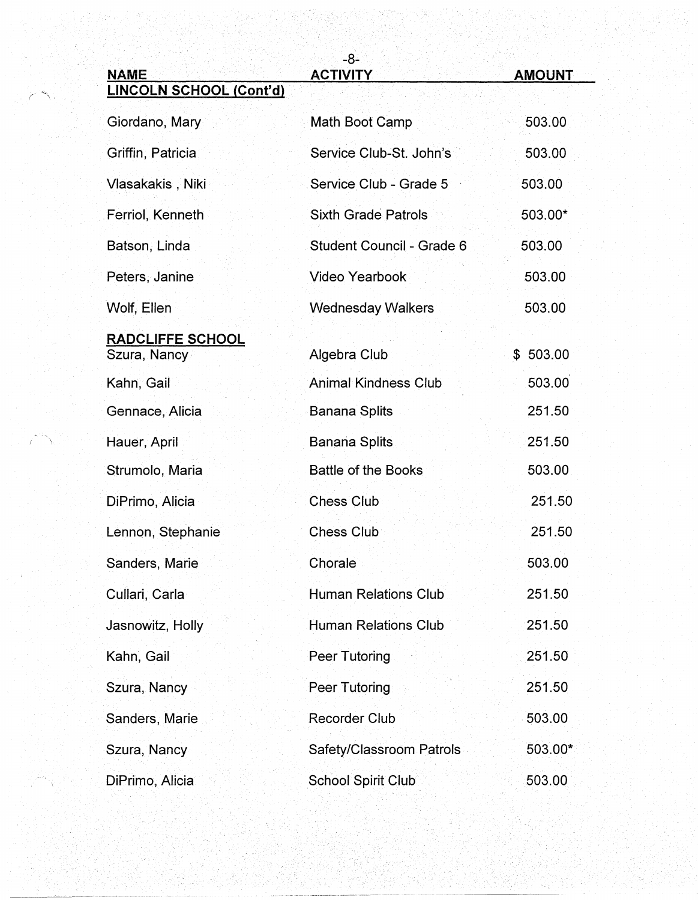| NAME | ACTIVITY | AMOUNT |
|---|---|---|
| **LINCOLN SCHOOL (Cont'd)** | | |
| Giordano, Mary | Math Boot Camp | 503.00 |
| Griffin, Patricia | Service Club-St. John's | 503.00 |
| Vlasakakis , Niki | Service Club - Grade 5 | 503.00 |
| Ferriol, Kenneth | Sixth Grade Patrols | 503.00* |
| Batson, Linda | Student Council - Grade 6 | 503.00 |
| Peters, Janine | Video Yearbook | 503.00 |
| Wolf, Ellen | Wednesday Walkers | 503.00 |
| **RADCLIFFE SCHOOL** | | |
| Szura, Nancy | Algebra Club | $ 503.00 |
| Kahn, Gail | Animal Kindness Club | 503.00 |
| Gennace, Alicia | Banana Splits | 251.50 |
| Hauer, April | Banana Splits | 251.50 |
| Strumolo, Maria | Battle of the Books | 503.00 |
| DiPrimo, Alicia | Chess Club | 251.50 |
| Lennon, Stephanie | Chess Club | 251.50 |
| Sanders, Marie | Chorale | 503.00 |
| Cullari, Carla | Human Relations Club | 251.50 |
| Jasnowitz, Holly | Human Relations Club | 251.50 |
| Kahn, Gail | Peer Tutoring | 251.50 |
| Szura, Nancy | Peer Tutoring | 251.50 |
| Sanders, Marie | Recorder Club | 503.00 |
| Szura, Nancy | Safety/Classroom Patrols | 503.00* |
| DiPrimo, Alicia | School Spirit Club | 503.00 |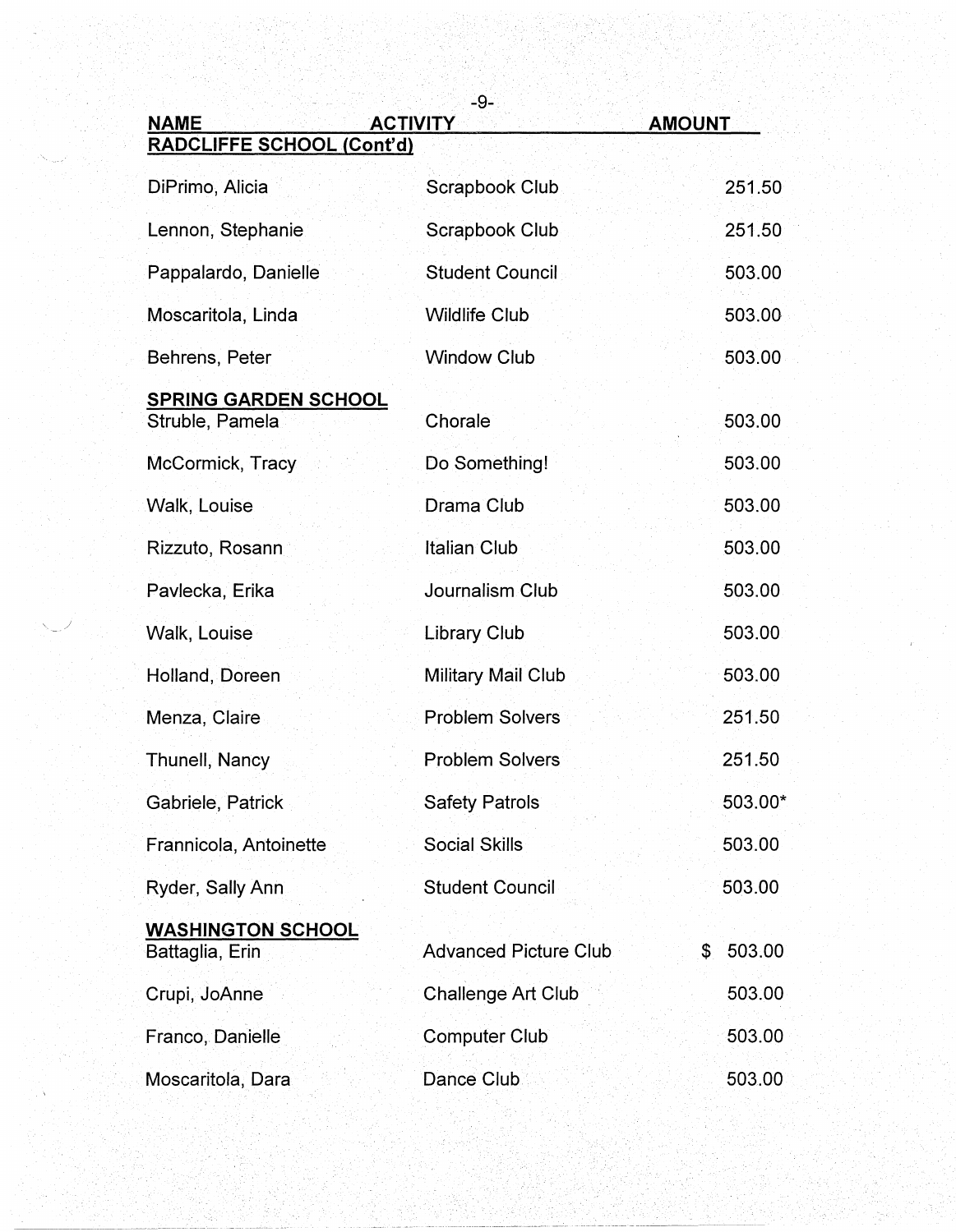| NAME | ACTIVITY | AMOUNT |
|---|---|---|
| **RADCLIFFE SCHOOL (Cont'd)** | | |
| DiPrimo, Alicia | Scrapbook Club | 251.50 |
| Lennon, Stephanie | Scrapbook Club | 251.50 |
| Pappalardo, Danielle | Student Council | 503.00 |
| Moscaritola, Linda | Wildlife Club | 503.00 |
| Behrens, Peter | Window Club | 503.00 |
| **SPRING GARDEN SCHOOL** | | |
| Struble, Pamela | Chorale | 503.00 |
| McCormick, Tracy | Do Something! | 503.00 |
| Walk, Louise | Drama Club | 503.00 |
| Rizzuto, Rosann | Italian Club | 503.00 |
| Pavlecka, Erika | Journalism Club | 503.00 |
| Walk, Louise | Library Club | 503.00 |
| Holland, Doreen | Military Mail Club | 503.00 |
| Menza, Claire | Problem Solvers | 251.50 |
| Thunell, Nancy | Problem Solvers | 251.50 |
| Gabriele, Patrick | Safety Patrols | 503.00* |
| Frannicola, Antoinette | Social Skills | 503.00 |
| Ryder, Sally Ann | Student Council | 503.00 |
| **WASHINGTON SCHOOL** | | |
| Battaglia, Erin | Advanced Picture Club | $ 503.00 |
| Crupi, JoAnne | Challenge Art Club | 503.00 |
| Franco, Danielle | Computer Club | 503.00 |
| Moscaritola, Dara | Dance Club | 503.00 |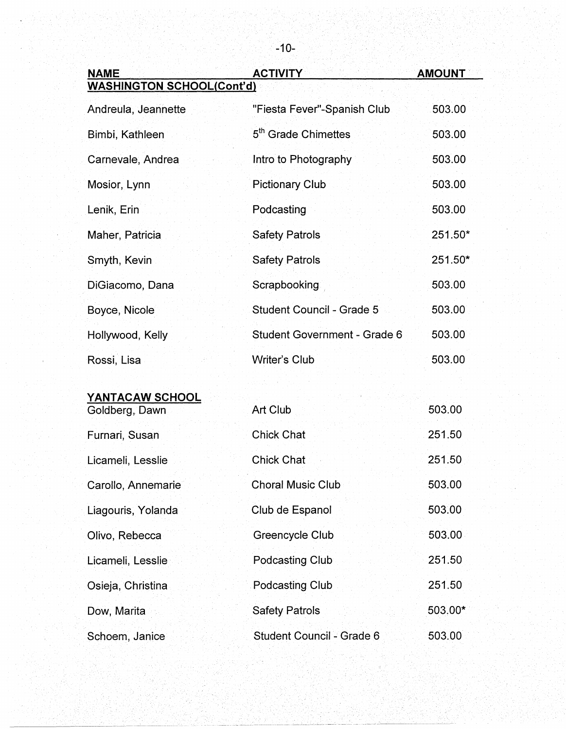| NAME | ACTIVITY | AMOUNT |
| --- | --- | --- |
| **WASHINGTON SCHOOL(Cont'd)** | | |
| Andreula, Jeannette | "Fiesta Fever"-Spanish Club | 503.00 |
| Bimbi, Kathleen | 5th Grade Chimettes | 503.00 |
| Carnevale, Andrea | Intro to Photography | 503.00 |
| Mosior, Lynn | Pictionary Club | 503.00 |
| Lenik, Erin | Podcasting | 503.00 |
| Maher, Patricia | Safety Patrols | 251.50* |
| Smyth, Kevin | Safety Patrols | 251.50* |
| DiGiacomo, Dana | Scrapbooking | 503.00 |
| Boyce, Nicole | Student Council - Grade 5 | 503.00 |
| Hollywood, Kelly | Student Government - Grade 6 | 503.00 |
| Rossi, Lisa | Writer's Club | 503.00 |
| **YANTACAW SCHOOL** | | |
| Goldberg, Dawn | Art Club | 503.00 |
| Furnari, Susan | Chick Chat | 251.50 |
| Licameli, Lesslie | Chick Chat | 251.50 |
| Carollo, Annemarie | Choral Music Club | 503.00 |
| Liagouris, Yolanda | Club de Espanol | 503.00 |
| Olivo, Rebecca | Greencycle Club | 503.00 |
| Licameli, Lesslie | Podcasting Club | 251.50 |
| Osieja, Christina | Podcasting Club | 251.50 |
| Dow, Marita | Safety Patrols | 503.00* |
| Schoem, Janice | Student Council - Grade 6 | 503.00 |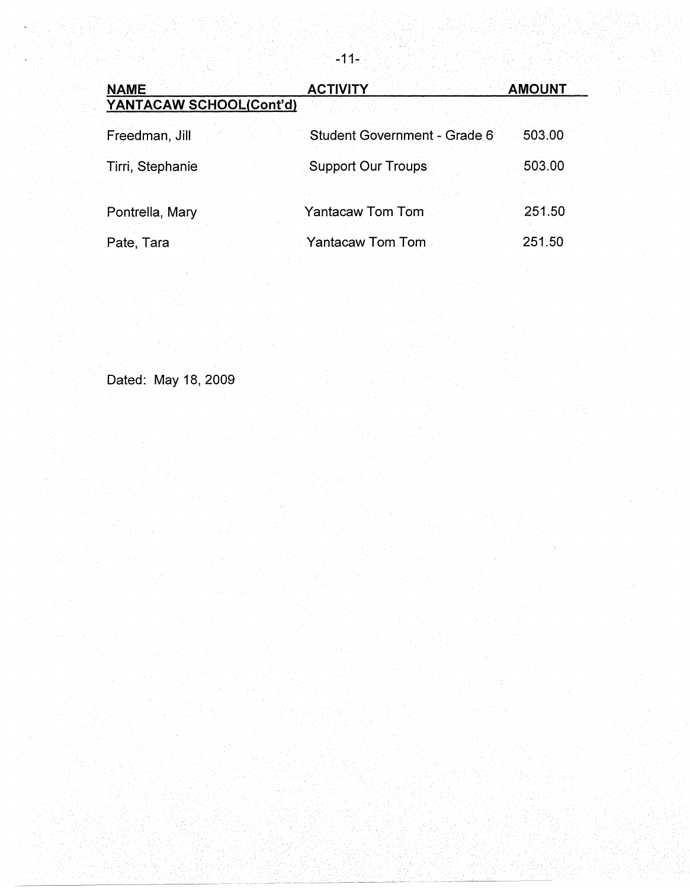| NAME | ACTIVITY | AMOUNT |
| --- | --- | --- |
| **YANTACAW SCHOOL(Cont'd)** | | |
| Freedman, Jill | Student Government - Grade 6 | 503.00 |
| Tirri, Stephanie | Support Our Troups | 503.00 |
| Pontrella, Mary | Yantacaw Tom Tom | 251.50 |
| Pate, Tara | Yantacaw Tom Tom | 251.50 |

Dated: May 18, 2009